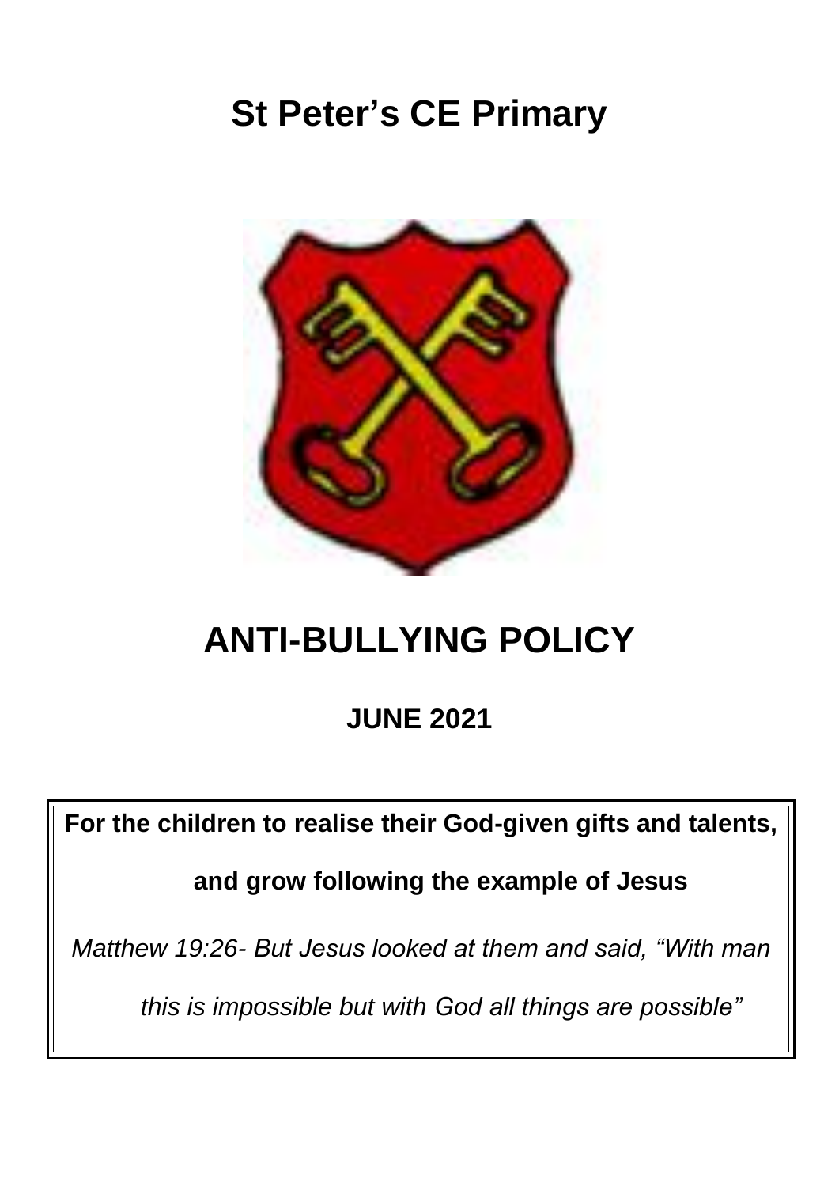# St Peter's CE Primary

# ANTI-BULLYING POLICY

## JUNE 2021

**For the children to realise their God-given gifts and talents, and grow following the example of Jesus**

*Matthew 19:26- But Jesus looked at them and said, "With man this is impossible but with God all things are possible"*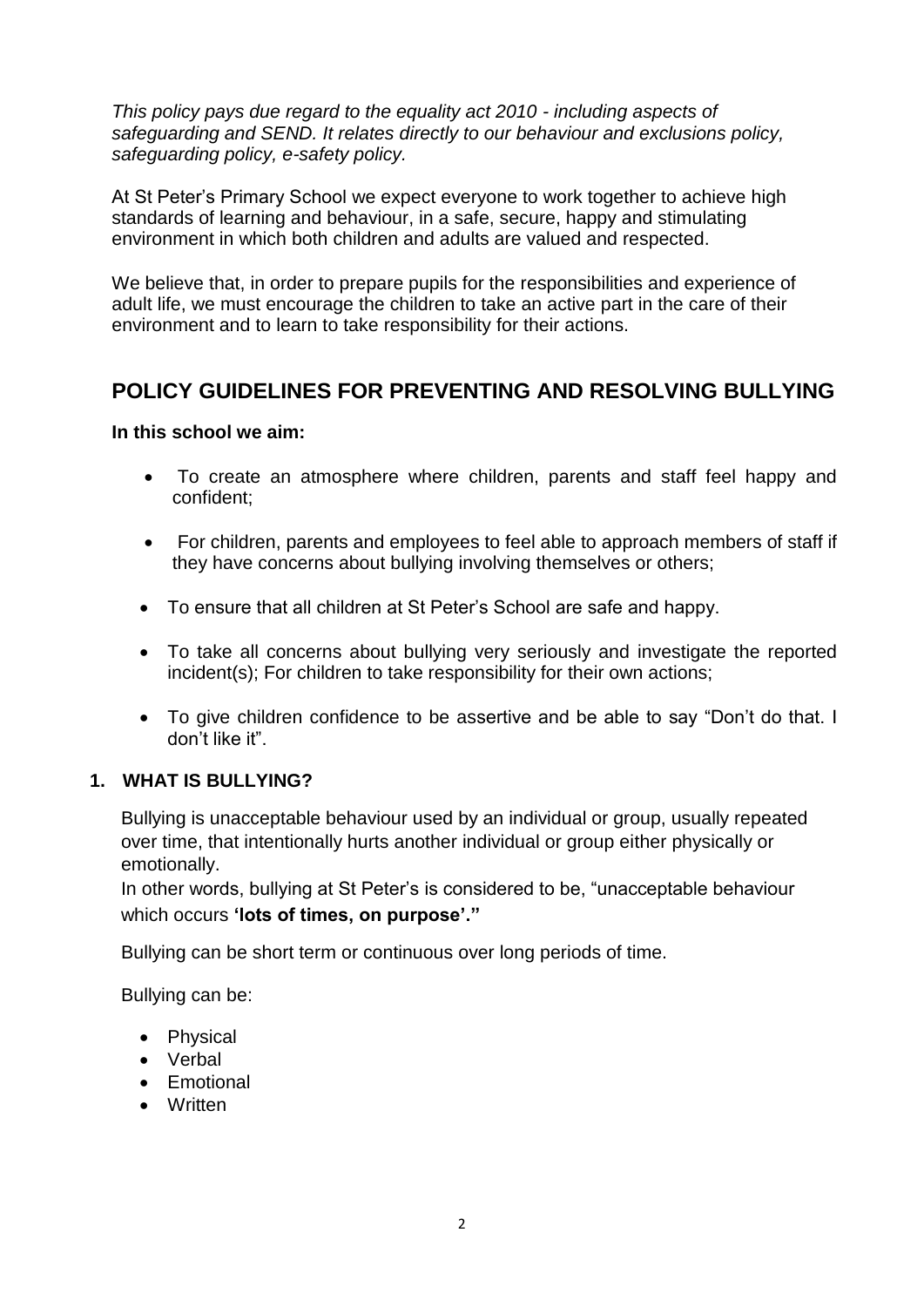*This policy pays due regard to the equality act 2010 - including aspects of safeguarding and SEND. It relates directly to our behaviour and exclusions policy, safeguarding policy, e-safety policy.*

At St Peter's Primary School we expect everyone to work together to achieve high standards of learning and behaviour, in a safe, secure, happy and stimulating environment in which both children and adults are valued and respected.

We believe that, in order to prepare pupils for the responsibilities and experience of adult life, we must encourage the children to take an active part in the care of their environment and to learn to take responsibility for their actions.

## POLICY GUIDELINES FOR PREVENTING AND RESOLVING BULLYING

**In this school we aim:**

- To create an atmosphere where children, parents and staff feel happy and confident;
- For children, parents and employees to feel able to approach members of staff if they have concerns about bullying involving themselves or others;
- To ensure that all children at St Peter's School are safe and happy.
- To take all concerns about bullying very seriously and investigate the reported incident(s); For children to take responsibility for their own actions;
- To give children confidence to be assertive and be able to say "Don't do that. I don't like it".

### 1. WHAT IS BULLYING?

Bullying is unacceptable behaviour used by an individual or group, usually repeated over time, that intentionally hurts another individual or group either physically or emotionally.

In other words, bullying at St Peter's is considered to be, "unacceptable behaviour which occurs **'lots of times, on purpose'."**

Bullying can be short term or continuous over long periods of time.

Bullying can be:

- Physical
- Verbal
- Emotional
- Written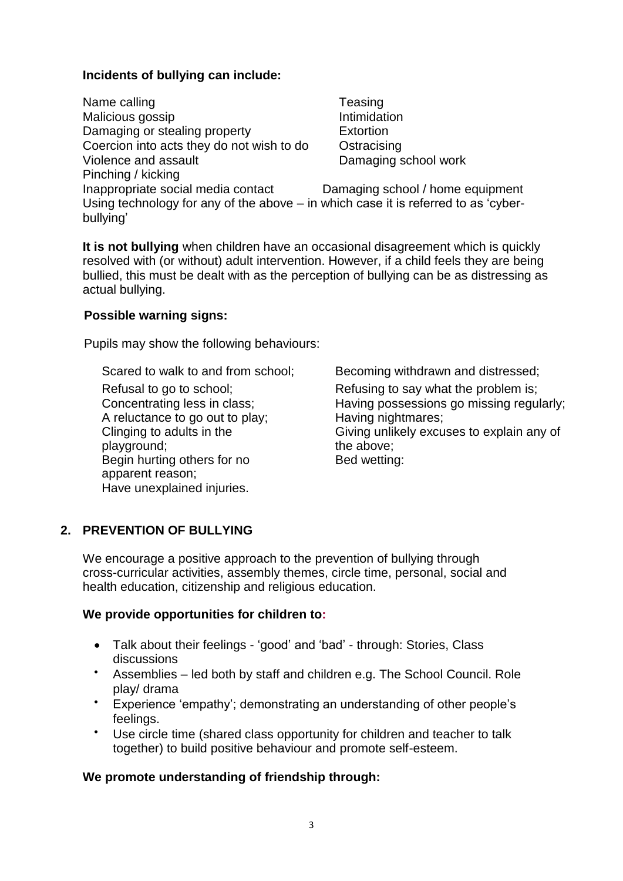**Incidents of bullying can include:**

- Name calling
- Malicious gossip
- Damaging or stealing property
- Coercion into acts they do not wish to do
- Violence and assault
- Pinching / kicking
- Inappropriate social media contact
- Teasing
- Intimidation
- Extortion
- Ostracising
- Damaging school work
- Damaging school / home equipment

Using technology for any of the above – in which case it is referred to as 'cyber-bullying'

**It is not bullying** when children have an occasional disagreement which is quickly resolved with (or without) adult intervention. However, if a child feels they are being bullied, this must be dealt with as the perception of bullying can be as distressing as actual bullying.

**Possible warning signs:**

Pupils may show the following behaviours:

- Scared to walk to and from school;
- Refusal to go to school;
- Concentrating less in class;
- A reluctance to go out to play;
- Clinging to adults in the playground;
- Begin hurting others for no apparent reason;
- Have unexplained injuries.
- Becoming withdrawn and distressed;
- Refusing to say what the problem is;
- Having possessions go missing regularly;
- Having nightmares;
- Giving unlikely excuses to explain any of the above;
- Bed wetting:

## 2. PREVENTION OF BULLYING

We encourage a positive approach to the prevention of bullying through cross-curricular activities, assembly themes, circle time, personal, social and health education, citizenship and religious education.

**We provide opportunities for children to:**

- Talk about their feelings - 'good' and 'bad' - through: Stories, Class discussions
- Assemblies – led both by staff and children e.g. The School Council. Role play/ drama
- Experience 'empathy'; demonstrating an understanding of other people's feelings.
- Use circle time (shared class opportunity for children and teacher to talk together) to build positive behaviour and promote self-esteem.

**We promote understanding of friendship through:**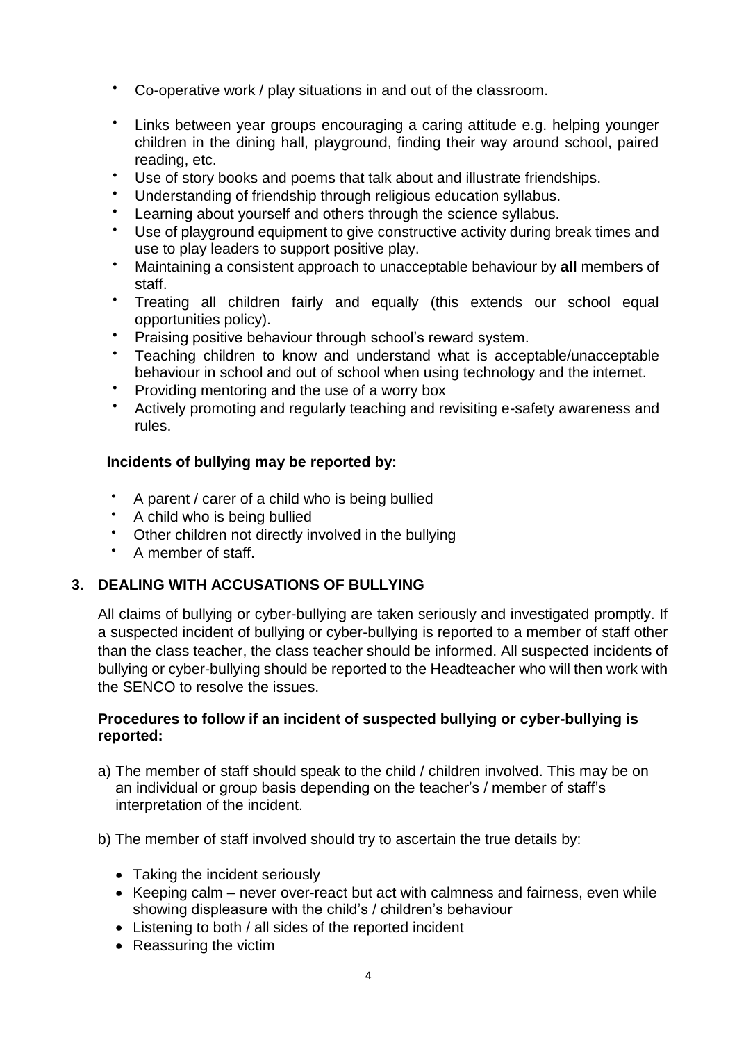- Co-operative work / play situations in and out of the classroom.
- Links between year groups encouraging a caring attitude e.g. helping younger children in the dining hall, playground, finding their way around school, paired reading, etc.
- Use of story books and poems that talk about and illustrate friendships.
- Understanding of friendship through religious education syllabus.
- Learning about yourself and others through the science syllabus.
- Use of playground equipment to give constructive activity during break times and use to play leaders to support positive play.
- Maintaining a consistent approach to unacceptable behaviour by **all** members of staff.
- Treating all children fairly and equally (this extends our school equal opportunities policy).
- Praising positive behaviour through school's reward system.
- Teaching children to know and understand what is acceptable/unacceptable behaviour in school and out of school when using technology and the internet.
- Providing mentoring and the use of a worry box
- Actively promoting and regularly teaching and revisiting e-safety awareness and rules.

**Incidents of bullying may be reported by:**

- A parent / carer of a child who is being bullied
- A child who is being bullied
- Other children not directly involved in the bullying
- A member of staff.

## 3. DEALING WITH ACCUSATIONS OF BULLYING

All claims of bullying or cyber-bullying are taken seriously and investigated promptly. If a suspected incident of bullying or cyber-bullying is reported to a member of staff other than the class teacher, the class teacher should be informed. All suspected incidents of bullying or cyber-bullying should be reported to the Headteacher who will then work with the SENCO to resolve the issues.

**Procedures to follow if an incident of suspected bullying or cyber-bullying is reported:**

a) The member of staff should speak to the child / children involved. This may be on an individual or group basis depending on the teacher's / member of staff's interpretation of the incident.

b) The member of staff involved should try to ascertain the true details by:

- Taking the incident seriously
- Keeping calm – never over-react but act with calmness and fairness, even while showing displeasure with the child's / children's behaviour
- Listening to both / all sides of the reported incident
- Reassuring the victim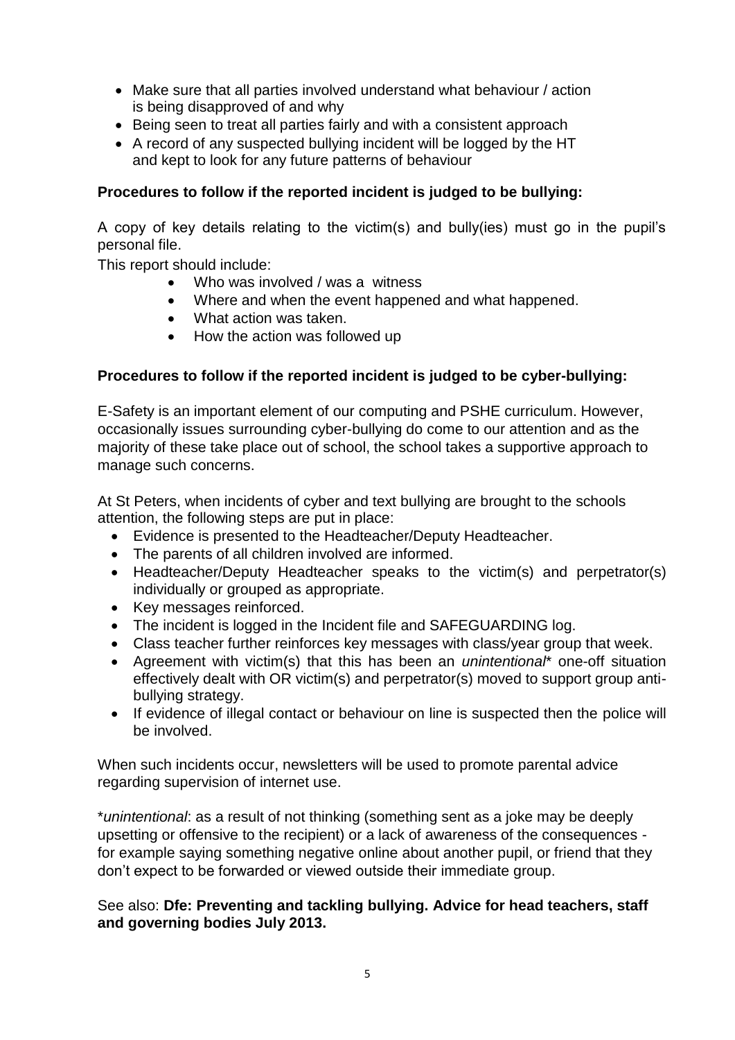- Make sure that all parties involved understand what behaviour / action is being disapproved of and why
- Being seen to treat all parties fairly and with a consistent approach
- A record of any suspected bullying incident will be logged by the HT and kept to look for any future patterns of behaviour

**Procedures to follow if the reported incident is judged to be bullying:**

A copy of key details relating to the victim(s) and bully(ies) must go in the pupil's personal file.

This report should include:

- Who was involved / was a witness
- Where and when the event happened and what happened.
- What action was taken.
- How the action was followed up

**Procedures to follow if the reported incident is judged to be cyber-bullying:**

E-Safety is an important element of our computing and PSHE curriculum. However, occasionally issues surrounding cyber-bullying do come to our attention and as the majority of these take place out of school, the school takes a supportive approach to manage such concerns.

At St Peters, when incidents of cyber and text bullying are brought to the schools attention, the following steps are put in place:

- Evidence is presented to the Headteacher/Deputy Headteacher.
- The parents of all children involved are informed.
- Headteacher/Deputy Headteacher speaks to the victim(s) and perpetrator(s) individually or grouped as appropriate.
- Key messages reinforced.
- The incident is logged in the Incident file and SAFEGUARDING log.
- Class teacher further reinforces key messages with class/year group that week.
- Agreement with victim(s) that this has been an *unintentional** one-off situation effectively dealt with OR victim(s) and perpetrator(s) moved to support group anti-bullying strategy.
- If evidence of illegal contact or behaviour on line is suspected then the police will be involved.

When such incidents occur, newsletters will be used to promote parental advice regarding supervision of internet use.

\**unintentional*: as a result of not thinking (something sent as a joke may be deeply upsetting or offensive to the recipient) or a lack of awareness of the consequences - for example saying something negative online about another pupil, or friend that they don't expect to be forwarded or viewed outside their immediate group.

See also: **Dfe: Preventing and tackling bullying. Advice for head teachers, staff and governing bodies July 2013.**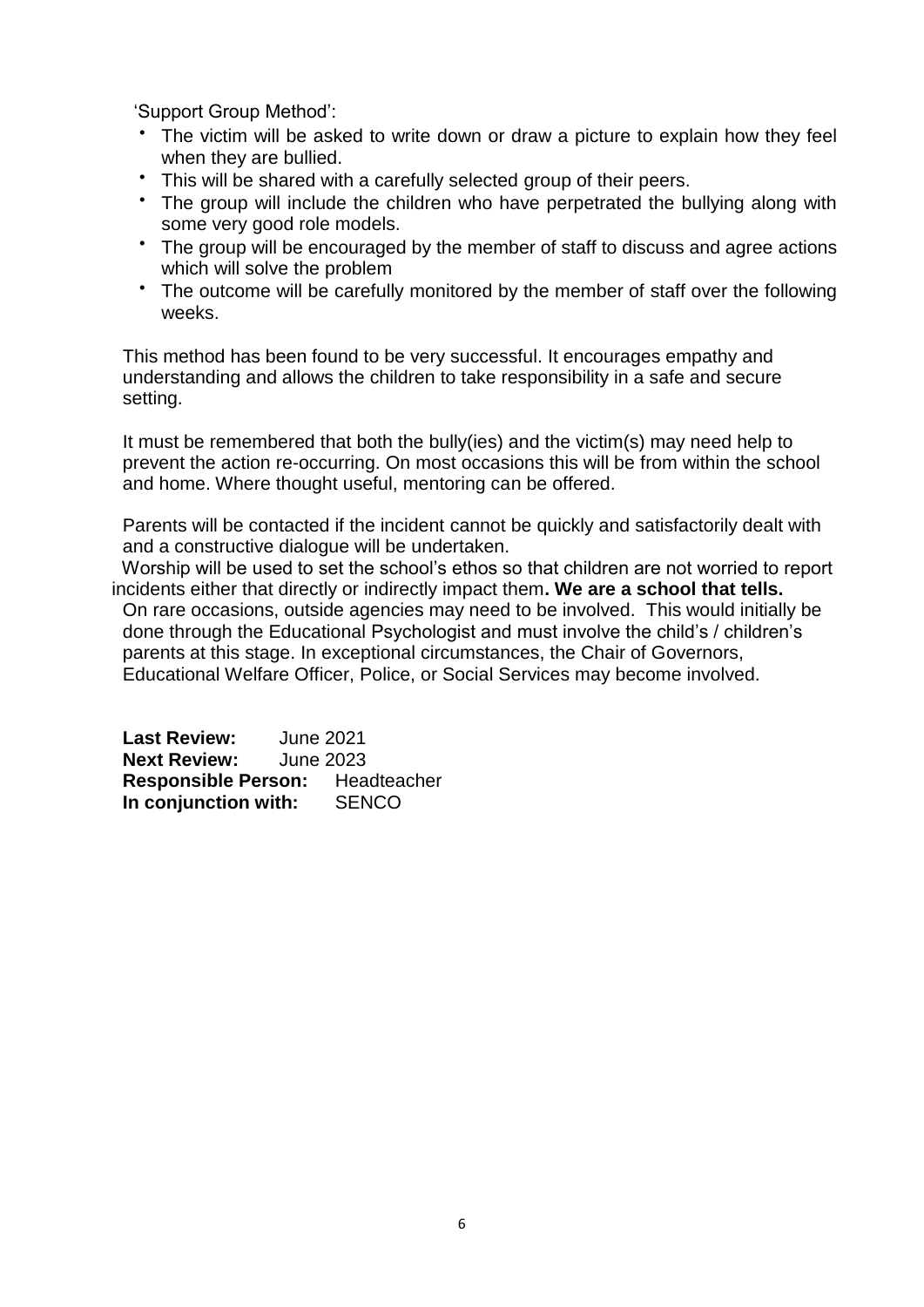'Support Group Method':

- The victim will be asked to write down or draw a picture to explain how they feel when they are bullied.
- This will be shared with a carefully selected group of their peers.
- The group will include the children who have perpetrated the bullying along with some very good role models.
- The group will be encouraged by the member of staff to discuss and agree actions which will solve the problem
- The outcome will be carefully monitored by the member of staff over the following weeks.

This method has been found to be very successful. It encourages empathy and understanding and allows the children to take responsibility in a safe and secure setting.

It must be remembered that both the bully(ies) and the victim(s) may need help to prevent the action re-occurring. On most occasions this will be from within the school and home. Where thought useful, mentoring can be offered.

Parents will be contacted if the incident cannot be quickly and satisfactorily dealt with and a constructive dialogue will be undertaken.

Worship will be used to set the school's ethos so that children are not worried to report incidents either that directly or indirectly impact them**. We are a school that tells.**

On rare occasions, outside agencies may need to be involved. This would initially be done through the Educational Psychologist and must involve the child's / children's parents at this stage. In exceptional circumstances, the Chair of Governors, Educational Welfare Officer, Police, or Social Services may become involved.

**Last Review:** June 2021
**Next Review:** June 2023
**Responsible Person:** Headteacher
**In conjunction with:** SENCO